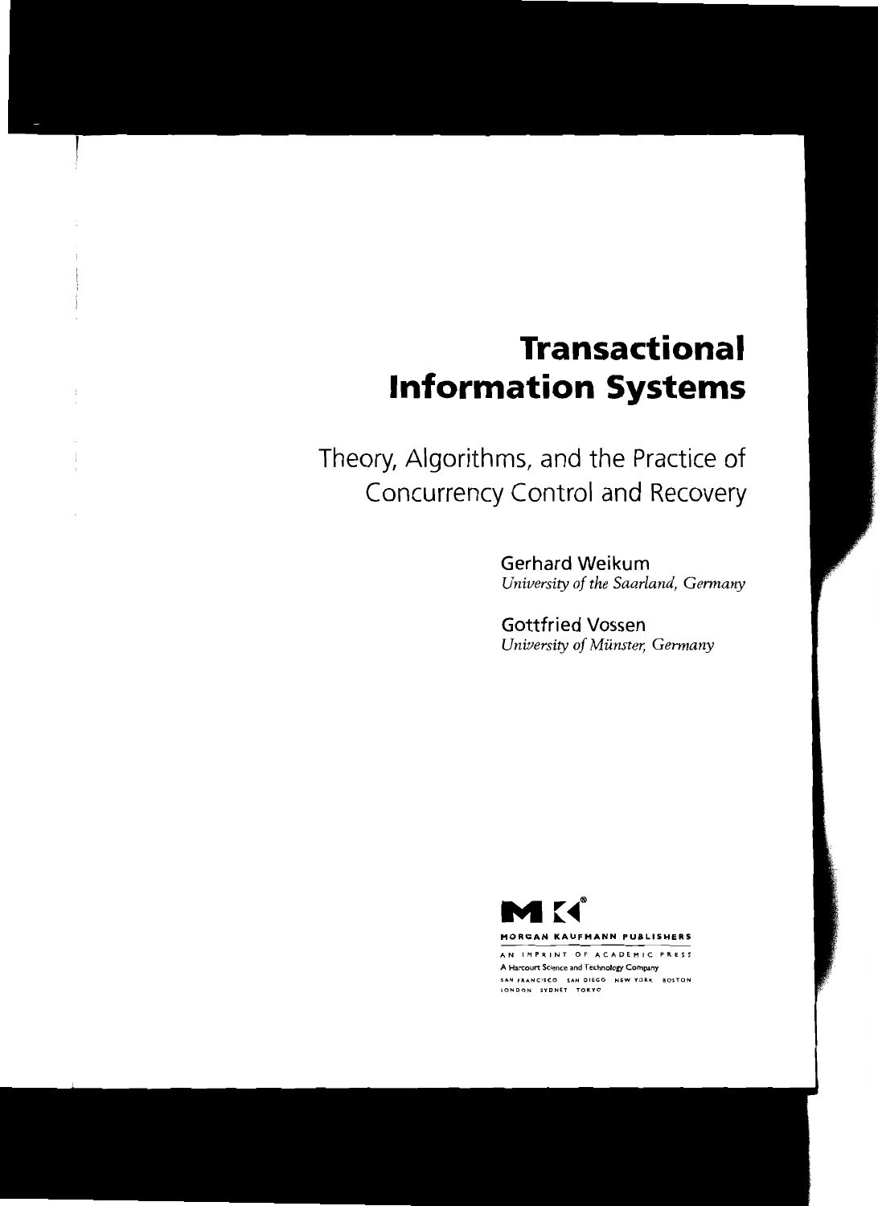# Transactional Information Systems

## Theory, Algorithms, and the Practice of Concurrency Control and Recovery

**Gerhard Weikum**
*University of the Saarland, Germany*

**Gottfried Vossen**
*University of Münster, Germany*

MORGAN KAUFMANN PUBLISHERS

AN IMPRINT OF ACADEMIC PRESS

A Harcourt Science and Technology Company

SAN FRANCISCO SAN DIEGO NEW YORK BOSTON
LONDON SYDNEY TOKYO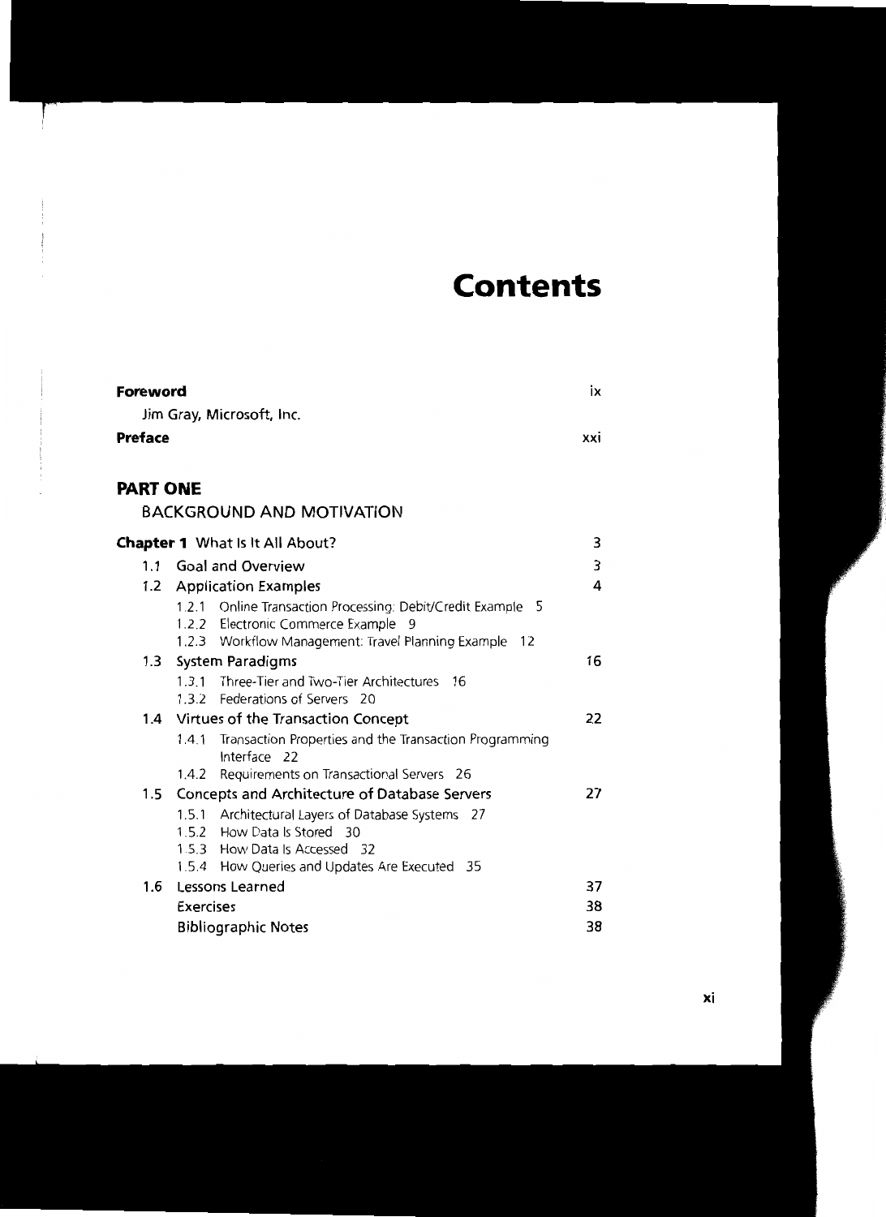# Contents

**Foreword** ix

Jim Gray, Microsoft, Inc.

**Preface** xxi

## PART ONE

### BACKGROUND AND MOTIVATION

**Chapter 1** What Is It All About? 3

- 1.1 Goal and Overview 3
- 1.2 Application Examples 4
  - 1.2.1 Online Transaction Processing: Debit/Credit Example 5
  - 1.2.2 Electronic Commerce Example 9
  - 1.2.3 Workflow Management: Travel Planning Example 12
- 1.3 System Paradigms 16
  - 1.3.1 Three-Tier and Two-Tier Architectures 16
  - 1.3.2 Federations of Servers 20
- 1.4 Virtues of the Transaction Concept 22
  - 1.4.1 Transaction Properties and the Transaction Programming Interface 22
  - 1.4.2 Requirements on Transactional Servers 26
- 1.5 Concepts and Architecture of Database Servers 27
  - 1.5.1 Architectural Layers of Database Systems 27
  - 1.5.2 How Data Is Stored 30
  - 1.5.3 How Data Is Accessed 32
  - 1.5.4 How Queries and Updates Are Executed 35
- 1.6 Lessons Learned 37
  - Exercises 38
  - Bibliographic Notes 38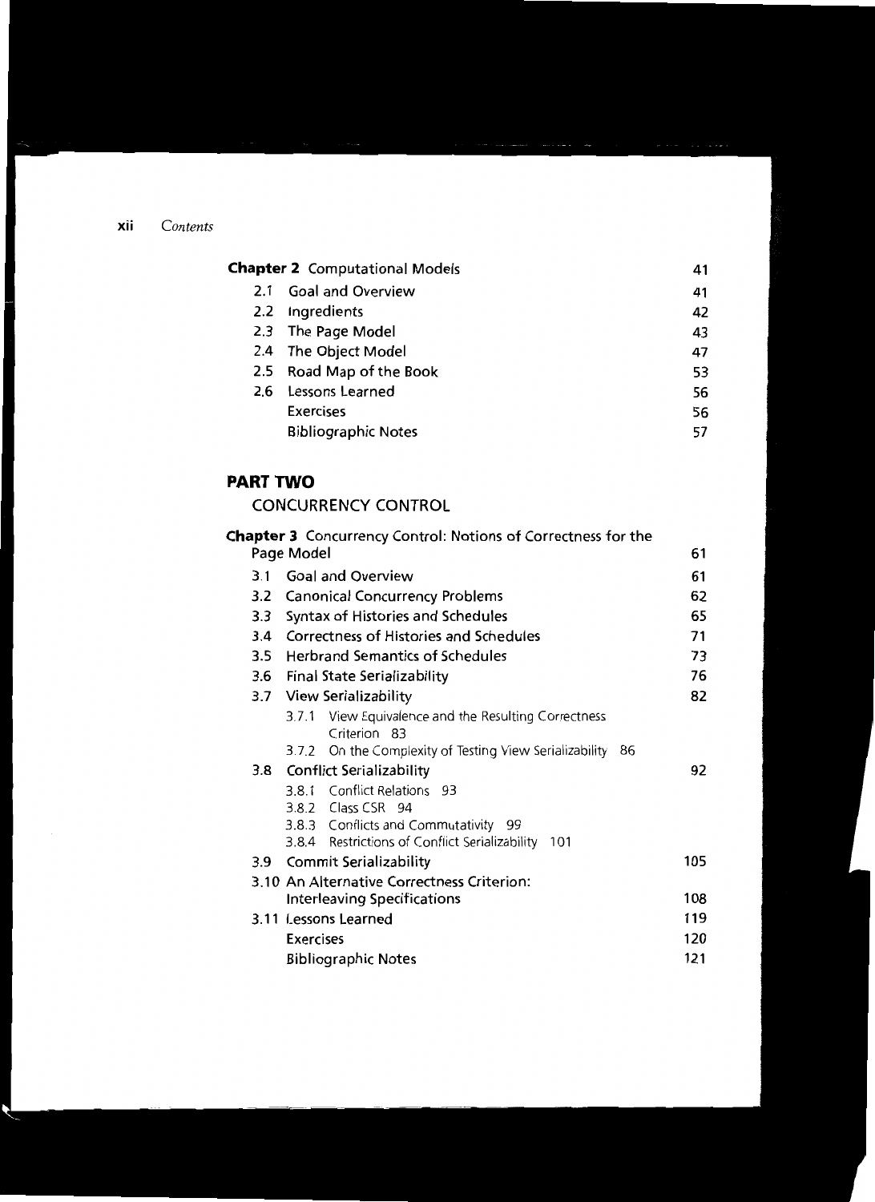**Chapter 2** Computational Models 41

- 2.1 Goal and Overview 41
- 2.2 Ingredients 42
- 2.3 The Page Model 43
- 2.4 The Object Model 47
- 2.5 Road Map of the Book 53
- 2.6 Lessons Learned 56
- Exercises 56
- Bibliographic Notes 57

## PART TWO

### CONCURRENCY CONTROL

**Chapter 3** Concurrency Control: Notions of Correctness for the Page Model 61

- 3.1 Goal and Overview 61
- 3.2 Canonical Concurrency Problems 62
- 3.3 Syntax of Histories and Schedules 65
- 3.4 Correctness of Histories and Schedules 71
- 3.5 Herbrand Semantics of Schedules 73
- 3.6 Final State Serializability 76
- 3.7 View Serializability 82
  - 3.7.1 View Equivalence and the Resulting Correctness Criterion 83
  - 3.7.2 On the Complexity of Testing View Serializability 86
- 3.8 Conflict Serializability 92
  - 3.8.1 Conflict Relations 93
  - 3.8.2 Class CSR 94
  - 3.8.3 Conflicts and Commutativity 99
  - 3.8.4 Restrictions of Conflict Serializability 101
- 3.9 Commit Serializability 105
- 3.10 An Alternative Correctness Criterion: Interleaving Specifications 108
- 3.11 Lessons Learned 119
- Exercises 120
- Bibliographic Notes 121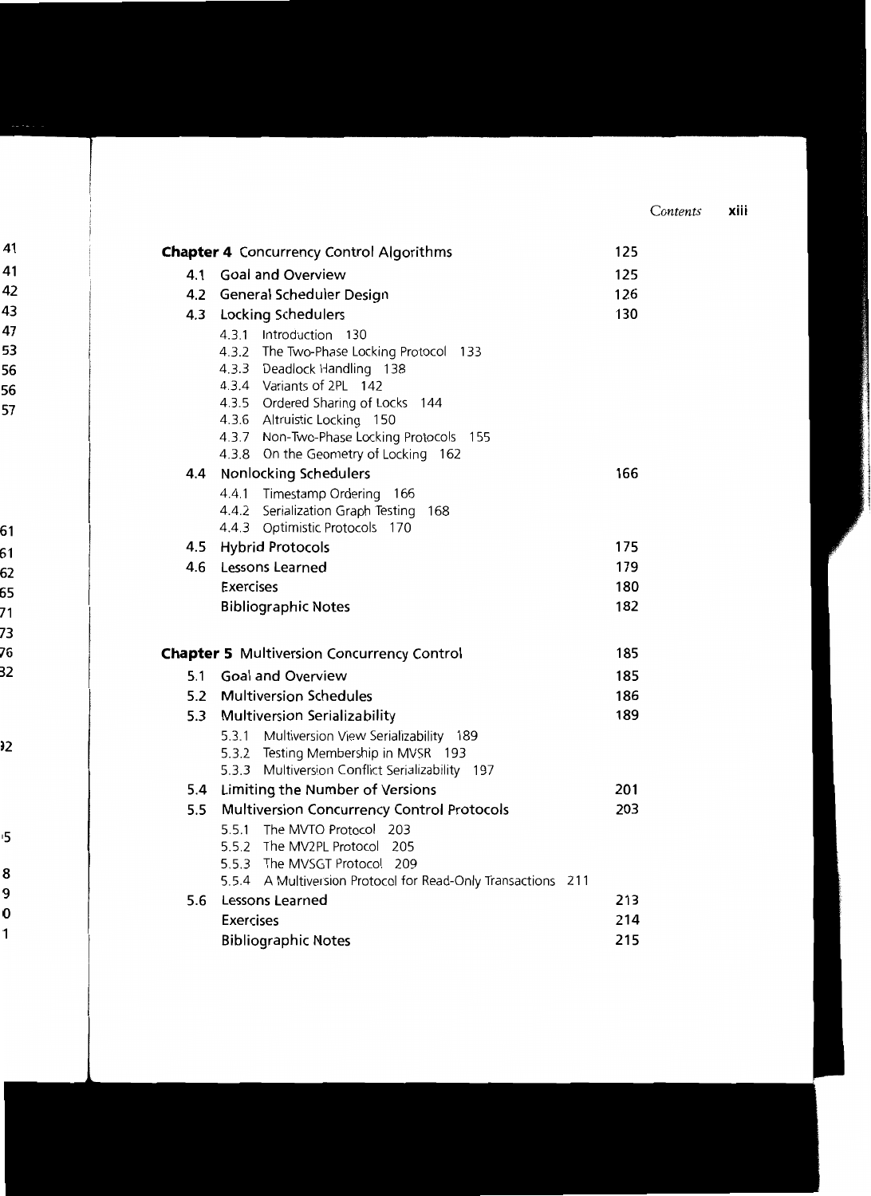**Chapter 4** Concurrency Control Algorithms 125

4.1 Goal and Overview 125

4.2 General Scheduler Design 126

4.3 Locking Schedulers 130

- 4.3.1 Introduction 130
- 4.3.2 The Two-Phase Locking Protocol 133
- 4.3.3 Deadlock Handling 138
- 4.3.4 Variants of 2PL 142
- 4.3.5 Ordered Sharing of Locks 144
- 4.3.6 Altruistic Locking 150
- 4.3.7 Non-Two-Phase Locking Protocols 155
- 4.3.8 On the Geometry of Locking 162

4.4 Nonlocking Schedulers 166

- 4.4.1 Timestamp Ordering 166
- 4.4.2 Serialization Graph Testing 168
- 4.4.3 Optimistic Protocols 170

4.5 Hybrid Protocols 175

4.6 Lessons Learned 179

Exercises 180

Bibliographic Notes 182

**Chapter 5** Multiversion Concurrency Control 185

5.1 Goal and Overview 185

5.2 Multiversion Schedules 186

5.3 Multiversion Serializability 189

- 5.3.1 Multiversion View Serializability 189
- 5.3.2 Testing Membership in MVSR 193
- 5.3.3 Multiversion Conflict Serializability 197

5.4 Limiting the Number of Versions 201

5.5 Multiversion Concurrency Control Protocols 203

- 5.5.1 The MVTO Protocol 203
- 5.5.2 The MV2PL Protocol 205
- 5.5.3 The MVSGT Protocol 209
- 5.5.4 A Multiversion Protocol for Read-Only Transactions 211

5.6 Lessons Learned 213

Exercises 214

Bibliographic Notes 215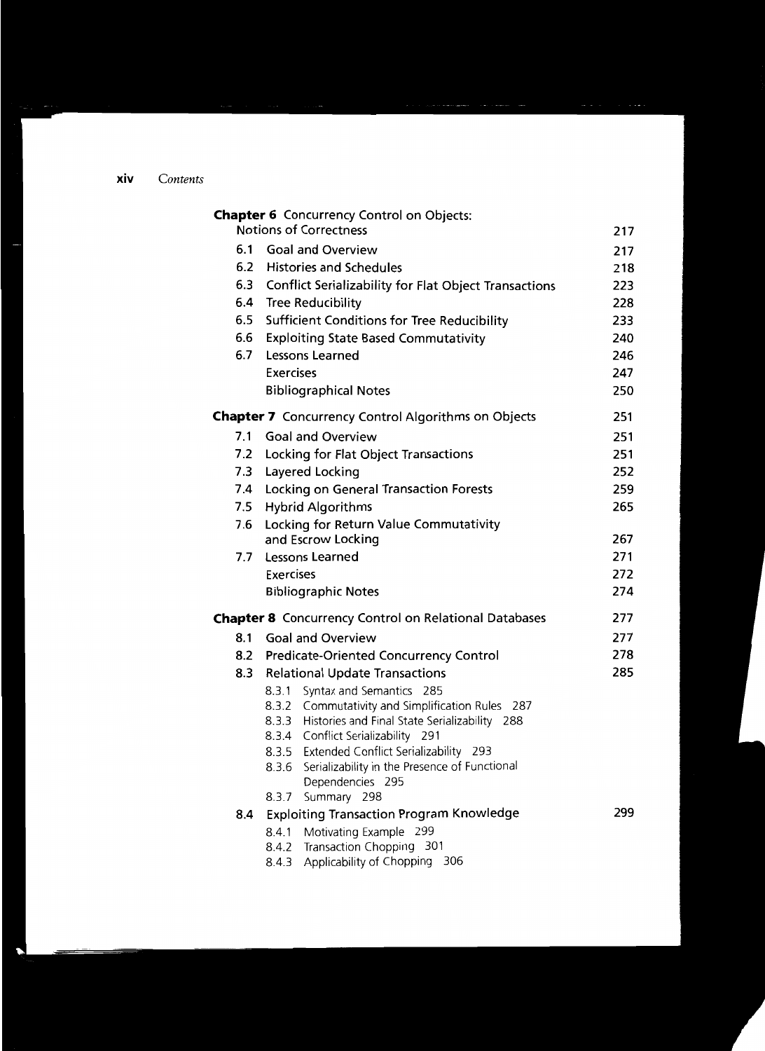**Chapter 6** Concurrency Control on Objects: Notions of Correctness 217

6.1 Goal and Overview 217

6.2 Histories and Schedules 218

6.3 Conflict Serializability for Flat Object Transactions 223

6.4 Tree Reducibility 228

6.5 Sufficient Conditions for Tree Reducibility 233

6.6 Exploiting State Based Commutativity 240

6.7 Lessons Learned 246

Exercises 247

Bibliographical Notes 250

**Chapter 7** Concurrency Control Algorithms on Objects 251

7.1 Goal and Overview 251

7.2 Locking for Flat Object Transactions 251

7.3 Layered Locking 252

7.4 Locking on General Transaction Forests 259

7.5 Hybrid Algorithms 265

7.6 Locking for Return Value Commutativity and Escrow Locking 267

7.7 Lessons Learned 271

Exercises 272

Bibliographic Notes 274

**Chapter 8** Concurrency Control on Relational Databases 277

8.1 Goal and Overview 277

8.2 Predicate-Oriented Concurrency Control 278

8.3 Relational Update Transactions 285

- 8.3.1 Syntax and Semantics 285
- 8.3.2 Commutativity and Simplification Rules 287
- 8.3.3 Histories and Final State Serializability 288
- 8.3.4 Conflict Serializability 291
- 8.3.5 Extended Conflict Serializability 293
- 8.3.6 Serializability in the Presence of Functional Dependencies 295
- 8.3.7 Summary 298

8.4 Exploiting Transaction Program Knowledge 299

- 8.4.1 Motivating Example 299
- 8.4.2 Transaction Chopping 301
- 8.4.3 Applicability of Chopping 306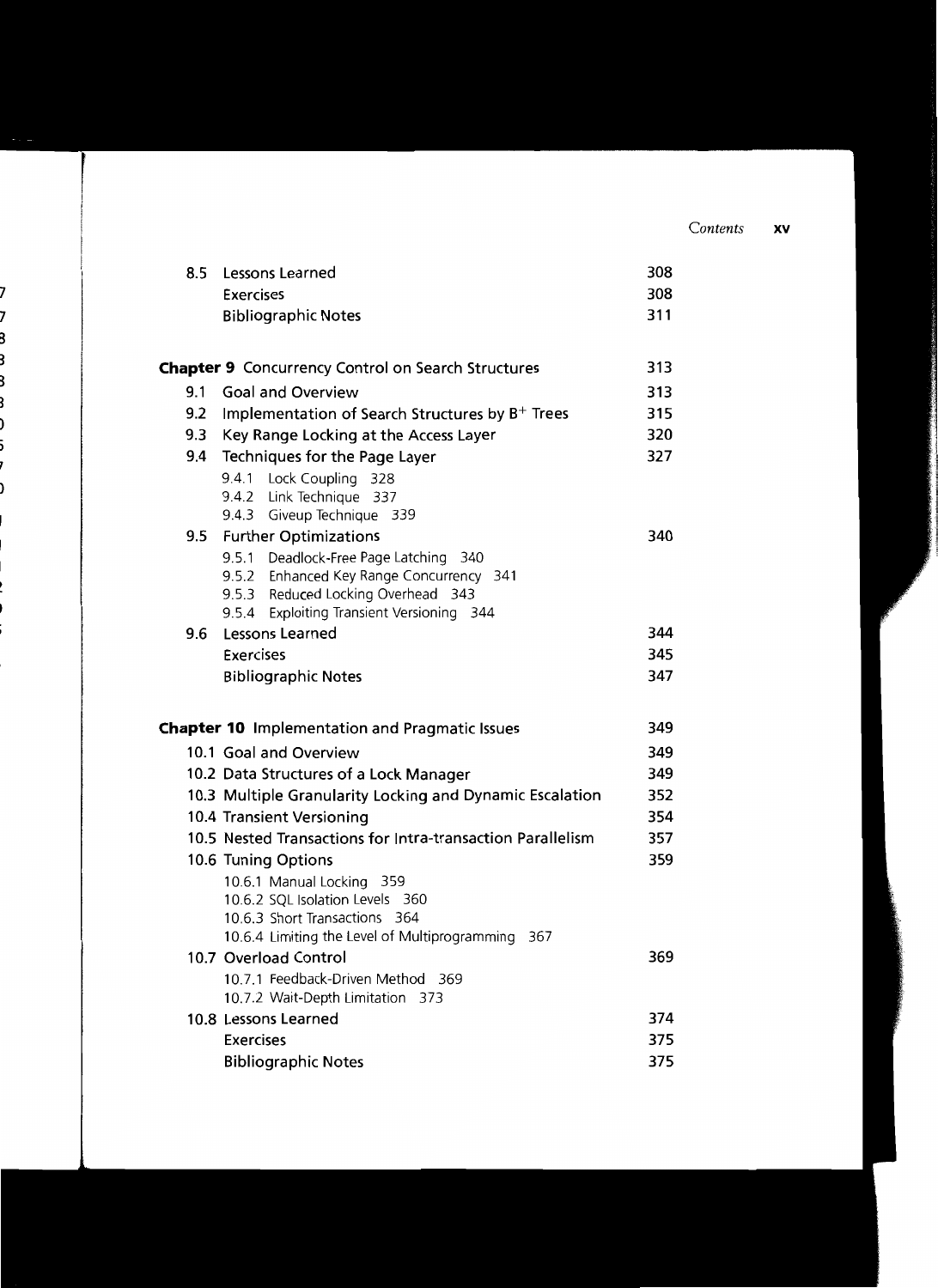| | | |
|---|---|---|
| 8.5 | Lessons Learned | 308 |
| | Exercises | 308 |
| | Bibliographic Notes | 311 |
| **Chapter 9** | **Concurrency Control on Search Structures** | 313 |
| 9.1 | Goal and Overview | 313 |
| 9.2 | Implementation of Search Structures by $B^+$ Trees | 315 |
| 9.3 | Key Range Locking at the Access Layer | 320 |
| 9.4 | Techniques for the Page Layer | 327 |
| | 9.4.1 Lock Coupling 328 | |
| | 9.4.2 Link Technique 337 | |
| | 9.4.3 Giveup Technique 339 | |
| 9.5 | Further Optimizations | 340 |
| | 9.5.1 Deadlock-Free Page Latching 340 | |
| | 9.5.2 Enhanced Key Range Concurrency 341 | |
| | 9.5.3 Reduced Locking Overhead 343 | |
| | 9.5.4 Exploiting Transient Versioning 344 | |
| 9.6 | Lessons Learned | 344 |
| | Exercises | 345 |
| | Bibliographic Notes | 347 |
| **Chapter 10** | **Implementation and Pragmatic Issues** | 349 |
| 10.1 | Goal and Overview | 349 |
| 10.2 | Data Structures of a Lock Manager | 349 |
| 10.3 | Multiple Granularity Locking and Dynamic Escalation | 352 |
| 10.4 | Transient Versioning | 354 |
| 10.5 | Nested Transactions for Intra-transaction Parallelism | 357 |
| 10.6 | Tuning Options | 359 |
| | 10.6.1 Manual Locking 359 | |
| | 10.6.2 SQL Isolation Levels 360 | |
| | 10.6.3 Short Transactions 364 | |
| | 10.6.4 Limiting the Level of Multiprogramming 367 | |
| 10.7 | Overload Control | 369 |
| | 10.7.1 Feedback-Driven Method 369 | |
| | 10.7.2 Wait-Depth Limitation 373 | |
| 10.8 | Lessons Learned | 374 |
| | Exercises | 375 |
| | Bibliographic Notes | 375 |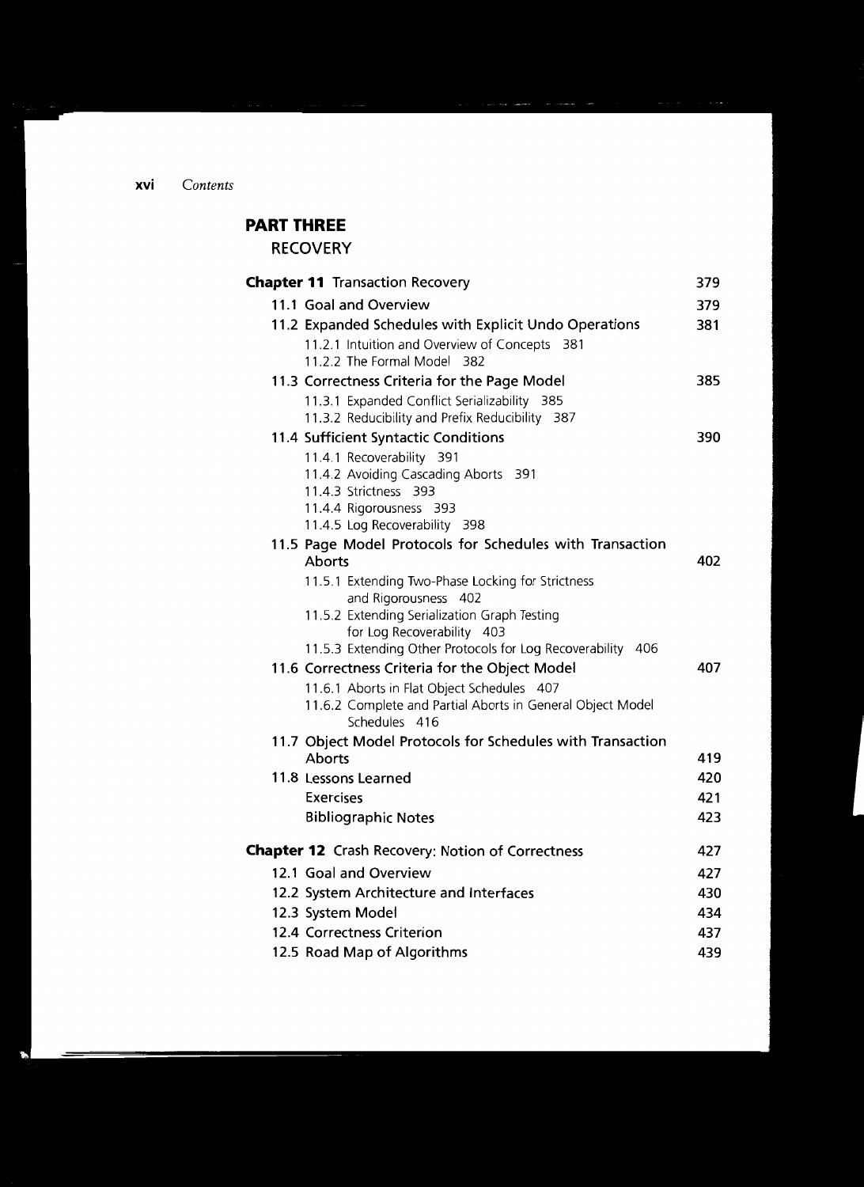# PART THREE

RECOVERY

**Chapter 11** Transaction Recovery 379

11.1 Goal and Overview 379

11.2 Expanded Schedules with Explicit Undo Operations 381

- 11.2.1 Intuition and Overview of Concepts 381
- 11.2.2 The Formal Model 382

11.3 Correctness Criteria for the Page Model 385

- 11.3.1 Expanded Conflict Serializability 385
- 11.3.2 Reducibility and Prefix Reducibility 387

11.4 Sufficient Syntactic Conditions 390

- 11.4.1 Recoverability 391
- 11.4.2 Avoiding Cascading Aborts 391
- 11.4.3 Strictness 393
- 11.4.4 Rigorousness 393
- 11.4.5 Log Recoverability 398

11.5 Page Model Protocols for Schedules with Transaction Aborts 402

- 11.5.1 Extending Two-Phase Locking for Strictness and Rigorousness 402
- 11.5.2 Extending Serialization Graph Testing for Log Recoverability 403
- 11.5.3 Extending Other Protocols for Log Recoverability 406

11.6 Correctness Criteria for the Object Model 407

- 11.6.1 Aborts in Flat Object Schedules 407
- 11.6.2 Complete and Partial Aborts in General Object Model Schedules 416

11.7 Object Model Protocols for Schedules with Transaction Aborts 419

11.8 Lessons Learned 420

Exercises 421

Bibliographic Notes 423

**Chapter 12** Crash Recovery: Notion of Correctness 427

12.1 Goal and Overview 427

12.2 System Architecture and Interfaces 430

12.3 System Model 434

12.4 Correctness Criterion 437

12.5 Road Map of Algorithms 439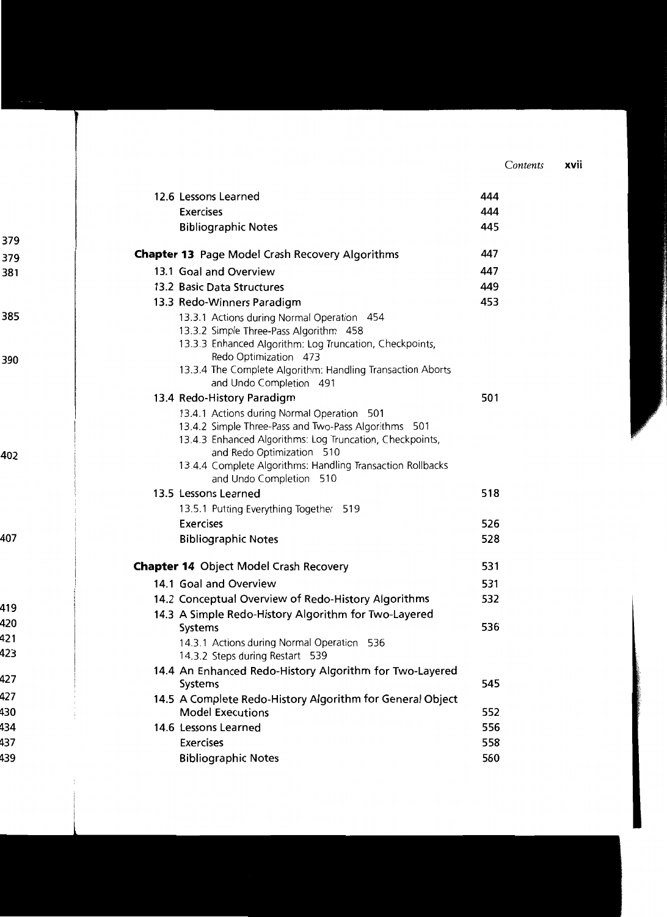12.6 Lessons Learned 444

Exercises 444

Bibliographic Notes 445

**Chapter 13** Page Model Crash Recovery Algorithms 447

13.1 Goal and Overview 447

13.2 Basic Data Structures 449

13.3 Redo-Winners Paradigm 453

- 13.3.1 Actions during Normal Operation 454
- 13.3.2 Simple Three-Pass Algorithm 458
- 13.3.3 Enhanced Algorithm: Log Truncation, Checkpoints, Redo Optimization 473
- 13.3.4 The Complete Algorithm: Handling Transaction Aborts and Undo Completion 491

13.4 Redo-History Paradigm 501

- 13.4.1 Actions during Normal Operation 501
- 13.4.2 Simple Three-Pass and Two-Pass Algorithms 501
- 13.4.3 Enhanced Algorithms: Log Truncation, Checkpoints, and Redo Optimization 510
- 13.4.4 Complete Algorithms: Handling Transaction Rollbacks and Undo Completion 510

13.5 Lessons Learned 518

- 13.5.1 Putting Everything Together 519

Exercises 526

Bibliographic Notes 528

**Chapter 14** Object Model Crash Recovery 531

14.1 Goal and Overview 531

14.2 Conceptual Overview of Redo-History Algorithms 532

14.3 A Simple Redo-History Algorithm for Two-Layered Systems 536

- 14.3.1 Actions during Normal Operation 536
- 14.3.2 Steps during Restart 539

14.4 An Enhanced Redo-History Algorithm for Two-Layered Systems 545

14.5 A Complete Redo-History Algorithm for General Object Model Executions 552

14.6 Lessons Learned 556

Exercises 558

Bibliographic Notes 560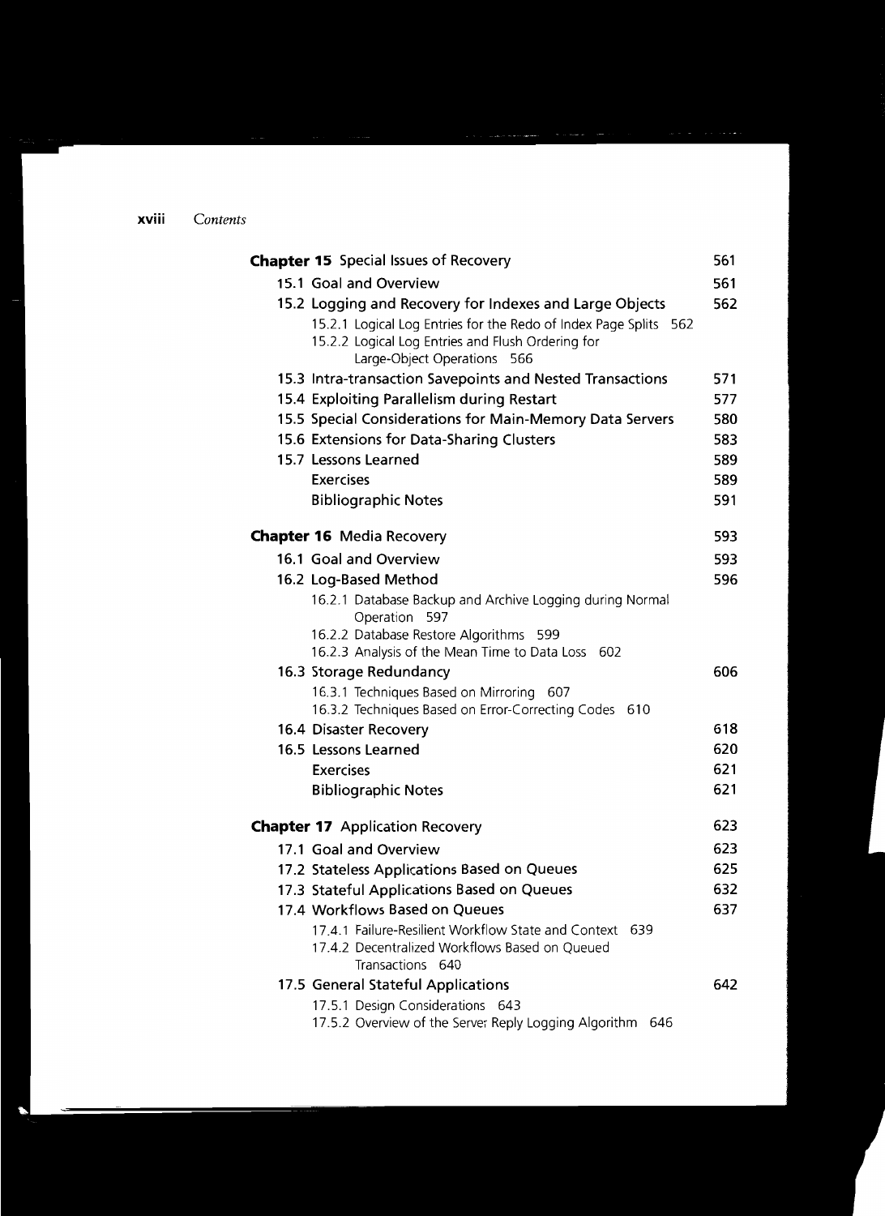**Chapter 15** Special Issues of Recovery 561

- 15.1 Goal and Overview 561
- 15.2 Logging and Recovery for Indexes and Large Objects 562
  - 15.2.1 Logical Log Entries for the Redo of Index Page Splits 562
  - 15.2.2 Logical Log Entries and Flush Ordering for Large-Object Operations 566
- 15.3 Intra-transaction Savepoints and Nested Transactions 571
- 15.4 Exploiting Parallelism during Restart 577
- 15.5 Special Considerations for Main-Memory Data Servers 580
- 15.6 Extensions for Data-Sharing Clusters 583
- 15.7 Lessons Learned 589
  - Exercises 589
  - Bibliographic Notes 591

**Chapter 16** Media Recovery 593

- 16.1 Goal and Overview 593
- 16.2 Log-Based Method 596
  - 16.2.1 Database Backup and Archive Logging during Normal Operation 597
  - 16.2.2 Database Restore Algorithms 599
  - 16.2.3 Analysis of the Mean Time to Data Loss 602
- 16.3 Storage Redundancy 606
  - 16.3.1 Techniques Based on Mirroring 607
  - 16.3.2 Techniques Based on Error-Correcting Codes 610
- 16.4 Disaster Recovery 618
- 16.5 Lessons Learned 620
  - Exercises 621
  - Bibliographic Notes 621

**Chapter 17** Application Recovery 623

- 17.1 Goal and Overview 623
- 17.2 Stateless Applications Based on Queues 625
- 17.3 Stateful Applications Based on Queues 632
- 17.4 Workflows Based on Queues 637
  - 17.4.1 Failure-Resilient Workflow State and Context 639
  - 17.4.2 Decentralized Workflows Based on Queued Transactions 640
- 17.5 General Stateful Applications 642
  - 17.5.1 Design Considerations 643
  - 17.5.2 Overview of the Server Reply Logging Algorithm 646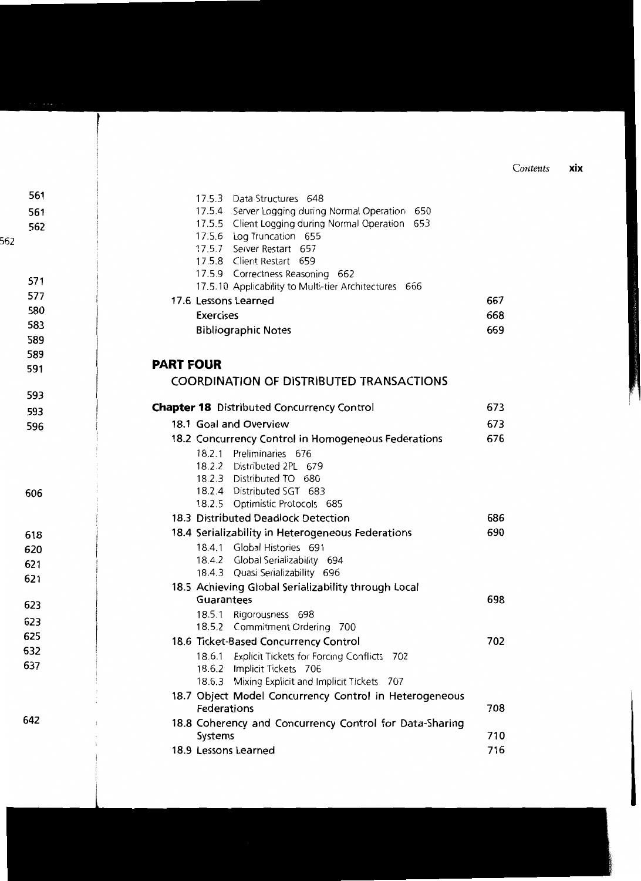17.5.3 Data Structures 648
17.5.4 Server Logging during Normal Operation 650
17.5.5 Client Logging during Normal Operation 653
17.5.6 Log Truncation 655
17.5.7 Server Restart 657
17.5.8 Client Restart 659
17.5.9 Correctness Reasoning 662
17.5.10 Applicability to Multi-tier Architectures 666

17.6 Lessons Learned 667

Exercises 668

Bibliographic Notes 669

## PART FOUR

## COORDINATION OF DISTRIBUTED TRANSACTIONS

**Chapter 18** Distributed Concurrency Control 673

18.1 Goal and Overview 673

18.2 Concurrency Control in Homogeneous Federations 676

18.2.1 Preliminaries 676
18.2.2 Distributed 2PL 679
18.2.3 Distributed TO 680
18.2.4 Distributed SGT 683
18.2.5 Optimistic Protocols 685

18.3 Distributed Deadlock Detection 686

18.4 Serializability in Heterogeneous Federations 690

18.4.1 Global Histories 691
18.4.2 Global Serializability 694
18.4.3 Quasi Serializability 696

18.5 Achieving Global Serializability through Local Guarantees 698

18.5.1 Rigorousness 698
18.5.2 Commitment Ordering 700

18.6 Ticket-Based Concurrency Control 702

18.6.1 Explicit Tickets for Forcing Conflicts 702
18.6.2 Implicit Tickets 706
18.6.3 Mixing Explicit and Implicit Tickets 707

18.7 Object Model Concurrency Control in Heterogeneous Federations 708

18.8 Coherency and Concurrency Control for Data-Sharing Systems 710

18.9 Lessons Learned 716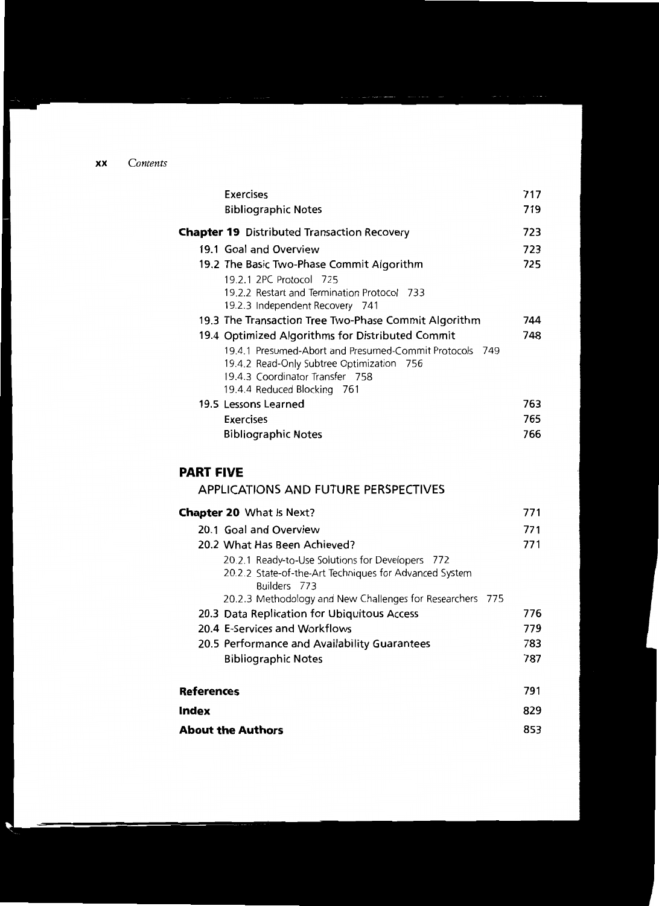| | |
|---|---|
| Exercises | 717 |
| Bibliographic Notes | 719 |
| **Chapter 19** Distributed Transaction Recovery | 723 |
| 19.1 Goal and Overview | 723 |
| 19.2 The Basic Two-Phase Commit Algorithm | 725 |
| 19.2.1 2PC Protocol 725 | |
| 19.2.2 Restart and Termination Protocol 733 | |
| 19.2.3 Independent Recovery 741 | |
| 19.3 The Transaction Tree Two-Phase Commit Algorithm | 744 |
| 19.4 Optimized Algorithms for Distributed Commit | 748 |
| 19.4.1 Presumed-Abort and Presumed-Commit Protocols 749 | |
| 19.4.2 Read-Only Subtree Optimization 756 | |
| 19.4.3 Coordinator Transfer 758 | |
| 19.4.4 Reduced Blocking 761 | |
| 19.5 Lessons Learned | 763 |
| Exercises | 765 |
| Bibliographic Notes | 766 |

## PART FIVE

### APPLICATIONS AND FUTURE PERSPECTIVES

| | |
|---|---|
| **Chapter 20** What Is Next? | 771 |
| 20.1 Goal and Overview | 771 |
| 20.2 What Has Been Achieved? | 771 |
| 20.2.1 Ready-to-Use Solutions for Developers 772 | |
| 20.2.2 State-of-the-Art Techniques for Advanced System Builders 773 | |
| 20.2.3 Methodology and New Challenges for Researchers 775 | |
| 20.3 Data Replication for Ubiquitous Access | 776 |
| 20.4 E-Services and Workflows | 779 |
| 20.5 Performance and Availability Guarantees | 783 |
| Bibliographic Notes | 787 |
| **References** | 791 |
| **Index** | 829 |
| **About the Authors** | 853 |